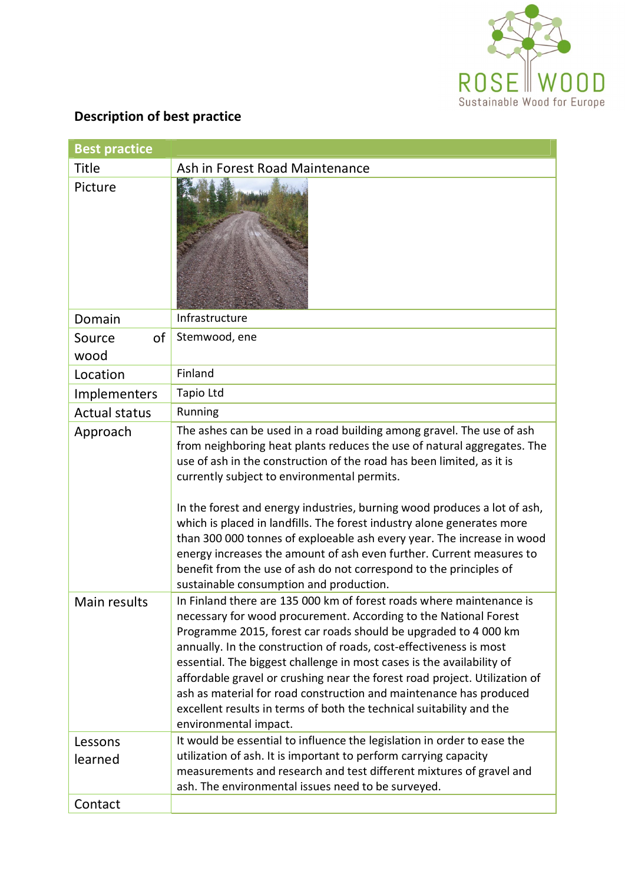## Description of best practice

| Best practice | |
|---|---|
| Title | Ash in Forest Road Maintenance |
| Picture | |
| Domain | Infrastructure |
| Source of wood | Stemwood, ene |
| Location | Finland |
| Implementers | Tapio Ltd |
| Actual status | Running |
| Approach | The ashes can be used in a road building among gravel. The use of ash from neighboring heat plants reduces the use of natural aggregates. The use of ash in the construction of the road has been limited, as it is currently subject to environmental permits.<br><br>In the forest and energy industries, burning wood produces a lot of ash, which is placed in landfills. The forest industry alone generates more than 300 000 tonnes of exploeable ash every year. The increase in wood energy increases the amount of ash even further. Current measures to benefit from the use of ash do not correspond to the principles of sustainable consumption and production. |
| Main results | In Finland there are 135 000 km of forest roads where maintenance is necessary for wood procurement. According to the National Forest Programme 2015, forest car roads should be upgraded to 4 000 km annually. In the construction of roads, cost-effectiveness is most essential. The biggest challenge in most cases is the availability of affordable gravel or crushing near the forest road project. Utilization of ash as material for road construction and maintenance has produced excellent results in terms of both the technical suitability and the environmental impact. |
| Lessons learned | It would be essential to influence the legislation in order to ease the utilization of ash. It is important to perform carrying capacity measurements and research and test different mixtures of gravel and ash. The environmental issues need to be surveyed. |
| Contact | |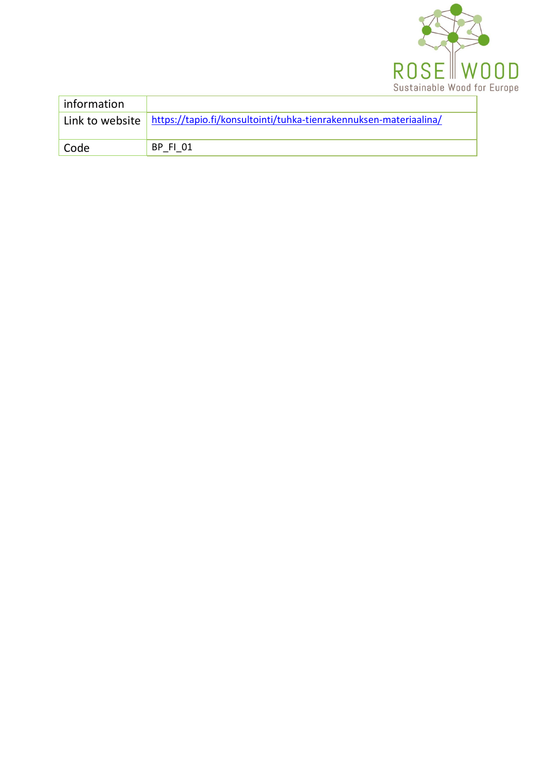| information | |
|---|---|
| Link to website | https://tapio.fi/konsultointi/tuhka-tienrakennuksen-materiaalina/ |
| Code | BP_FI_01 |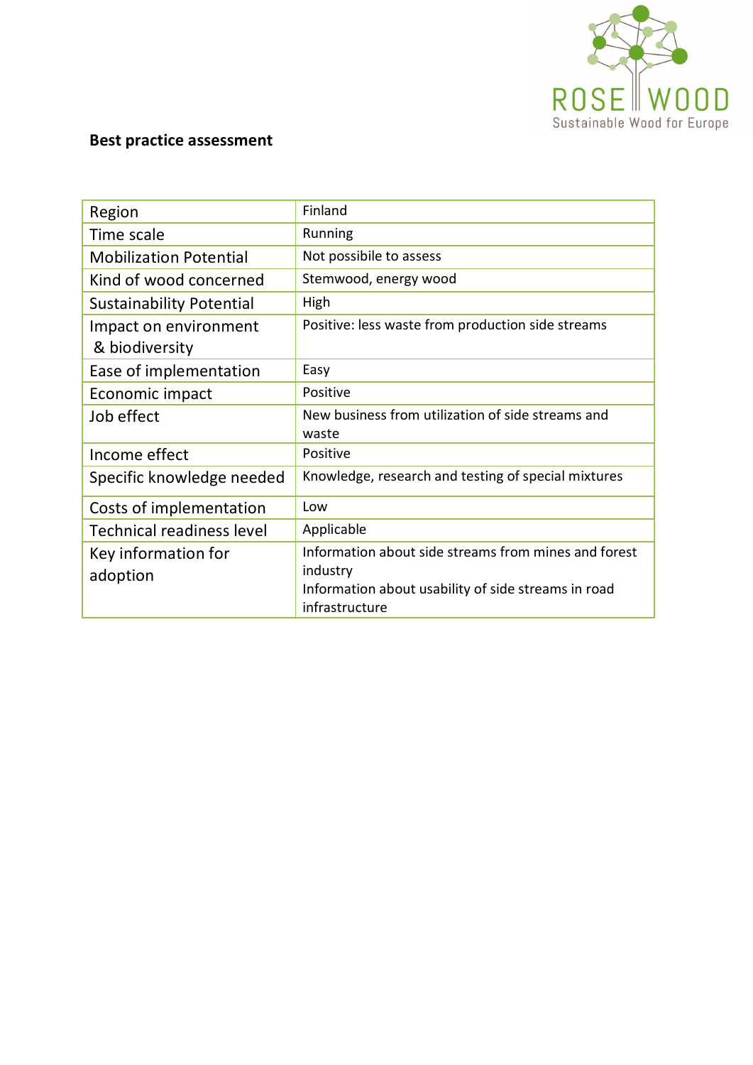**Best practice assessment**

| | |
|---|---|
| Region | Finland |
| Time scale | Running |
| Mobilization Potential | Not possibile to assess |
| Kind of wood concerned | Stemwood, energy wood |
| Sustainability Potential | High |
| Impact on environment & biodiversity | Positive: less waste from production side streams |
| Ease of implementation | Easy |
| Economic impact | Positive |
| Job effect | New business from utilization of side streams and waste |
| Income effect | Positive |
| Specific knowledge needed | Knowledge, research and testing of special mixtures |
| Costs of implementation | Low |
| Technical readiness level | Applicable |
| Key information for adoption | Information about side streams from mines and forest industry<br>Information about usability of side streams in road infrastructure |